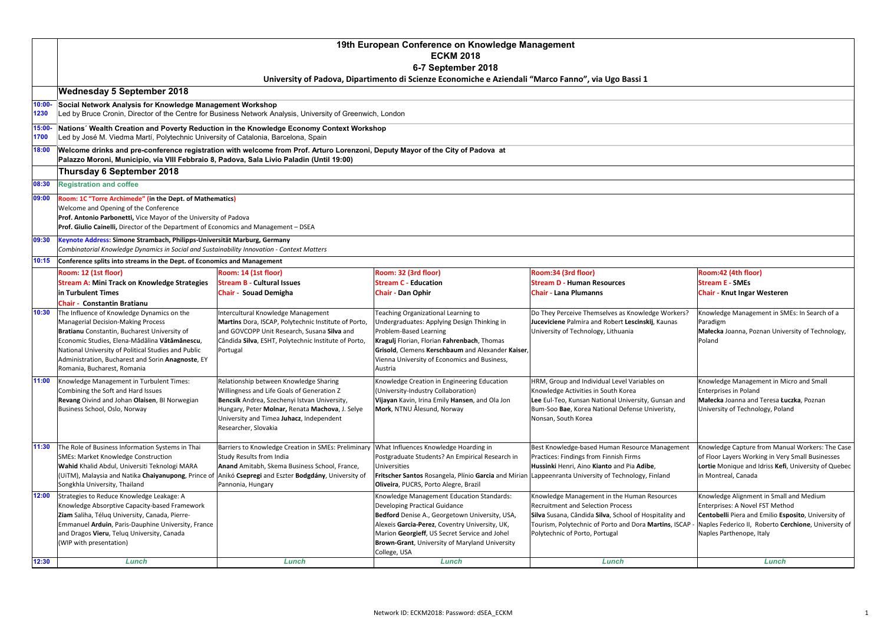# 19th European Conference on Knowledge Management

## ECKM 2018

## 6-7 September 2018

**University of Padova, Dipartimento di Scienze Economiche e Aziendali "Marco Fanno", via Ugo Bassi 1**

## Wednesday 5 September 2018

| Time | Event |
|---|---|
| 10:00-1230 | **Social Network Analysis for Knowledge Management Workshop**<br>Led by Bruce Cronin, Director of the Centre for Business Network Analysis, University of Greenwich, London |
| 15:00-1700 | **Nations´ Wealth Creation and Poverty Reduction in the Knowledge Economy Context Workshop**<br>Led by José M. Viedma Martí, Polytechnic University of Catalonia, Barcelona, Spain |
| 18:00 | **Welcome drinks and pre-conference registration with welcome from Prof. Arturo Lorenzoni, Deputy Mayor of the City of Padova at Palazzo Moroni, Municipio, via VIII Febbraio 8, Padova, Sala Livio Paladin (Until 19:00)** |

## Thursday 6 September 2018

| Time | Event |
|---|---|
| 08:30 | **Registration and coffee** |
| 09:00 | **Room: 1C "Torre Archimede" (in the Dept. of Mathematics)**<br>Welcome and Opening of the Conference<br>**Prof. Antonio Parbonetti,** Vice Mayor of the University of Padova<br>**Prof. Giulio Cainelli,** Director of the Department of Economics and Management – DSEA |
| 09:30 | **Keynote Address: Simone Strambach, Philipps-Universität Marburg, Germany**<br>*Combinatorial Knowledge Dynamics in Social and Sustainability Innovation - Context Matters* |
| 10:15 | **Conference splits into streams in the Dept. of Economics and Management** |

| Time | Room: 12 (1st floor)<br>**Stream A: Mini Track on Knowledge Strategies in Turbulent Times**<br>**Chair - Constantin Bratianu** | Room: 14 (1st floor)<br>**Stream B - Cultural Issues**<br>**Chair - Souad Demigha** | Room: 32 (3rd floor)<br>**Stream C - Education**<br>**Chair - Dan Ophir** | Room:34 (3rd floor)<br>**Stream D - Human Resources**<br>**Chair - Lana Plumanns** | Room:42 (4th floor)<br>**Stream E - SMEs**<br>**Chair - Knut Ingar Westeren** |
|---|---|---|---|---|---|
| 10:30 | The Influence of Knowledge Dynamics on the Managerial Decision-Making Process<br>**Bratianu** Constantin, Bucharest University of Economic Studies, Elena-Mădălina **Vătămănescu**, National University of Political Studies and Public Administration, Bucharest and Sorin **Anagnoste**, EY Romania, Bucharest, Romania | Intercultural Knowledge Management<br>**Martins** Dora, ISCAP, Polytechnic Institute of Porto, and GOVCOPP Unit Research, Susana **Silva** and Cândida **Silva**, ESHT, Polytechnic Institute of Porto, Portugal | Teaching Organizational Learning to Undergraduates: Applying Design Thinking in Problem-Based Learning<br>**Kragulj** Florian, Florian **Fahrenbach**, Thomas **Grisold**, Clemens **Kerschbaum** and Alexander **Kaiser**, Vienna University of Economics and Business, Austria | Do They Perceive Themselves as Knowledge Workers?<br>**Juceviciene** Palmira and Robert **Lescinskij**, Kaunas University of Technology, Lithuania | Knowledge Management in SMEs: In Search of a Paradigm<br>**Małecka** Joanna, Poznan University of Technology, Poland |
| 11:00 | Knowledge Management in Turbulent Times: Combining the Soft and Hard Issues<br>**Revang** Oivind and Johan **Olaisen**, BI Norwegian Business School, Oslo, Norway | Relationship between Knowledge Sharing Willingness and Life Goals of Generation Z<br>**Bencsik** Andrea, Szechenyi Istvan University, Hungary, Peter **Molnar**, Renata **Machova**, J. Selye University and Timea **Juhacz**, Independent Researcher, Slovakia | Knowledge Creation in Engineering Education (University-Industry Collaboration)<br>**Vijayan** Kavin, Irina Emily **Hansen**, and Ola Jon **Mork**, NTNU Ålesund, Norway | HRM, Group and Individual Level Variables on Knowledge Activities in South Korea<br>**Lee** Eul-Teo, Kunsan National University, Gunsan and Bum-Soo **Bae**, Korea National Defense Univeristy, Nonsan, South Korea | Knowledge Management in Micro and Small Enterprises in Poland<br>**Małecka** Joanna and Teresa **Łuczka**, Poznan University of Technology, Poland |
| 11:30 | The Role of Business Information Systems in Thai SMEs: Market Knowledge Construction<br>**Wahid** Khalid Abdul, Universiti Teknologi MARA (UiTM), Malaysia and Natika **Chaiyanupong**, Prince of Songkhla University, Thailand | Barriers to Knowledge Creation in SMEs: Preliminary Study Results from India<br>**Anand** Amitabh, Skema Business School, France, Anikó **Csepregi** and Eszter **Bodgdány**, University of Pannonia, Hungary | What Influences Knowledge Hoarding in Postgraduate Students? An Empirical Research in Universities<br>**Fritscher Santos** Rosangela, Plínio **Garcia** and Mirian **Oliveira**, PUCRS, Porto Alegre, Brazil | Best Knowledge-based Human Resource Management Practices: Findings from Finnish Firms<br>**Hussinki** Henri, Aino **Kianto** and Pia **Adibe**, Lappeenranta University of Technology, Finland | Knowledge Capture from Manual Workers: The Case of Floor Layers Working in Very Small Businesses<br>**Lortie** Monique and Idriss **Kefi**, University of Quebec in Montreal, Canada |
| 12:00 | Strategies to Reduce Knowledge Leakage: A Knowledge Absorptive Capacity-based Framework<br>**Ziam** Saliha, Téluq University, Canada, Pierre-Emmanuel **Arduin**, Paris-Dauphine University, France and Dragos **Vieru**, Teluq University, Canada<br>(WIP with presentation) | | Knowledge Management Education Standards: Developing Practical Guidance<br>**Bedford** Denise A., Georgetown University, USA, Alexeis **Garcia-Perez**, Coventry University, UK, Marion **Georgieff**, US Secret Service and Johel **Brown-Grant**, University of Maryland University College, USA | Knowledge Management in the Human Resources Recruitment and Selection Process<br>**Silva** Susana, Cândida **Silva**, School of Hospitality and Tourism, Polytechnic of Porto and Dora **Martins**, ISCAP - Polytechnic of Porto, Portugal | Knowledge Alignment in Small and Medium Enterprises: A Novel FST Method<br>**Centobelli** Piera and Emilio **Esposito**, University of Naples Federico II, Roberto **Cerchione**, University of Naples Parthenope, Italy |
| 12:30 | *Lunch* | *Lunch* | *Lunch* | *Lunch* | *Lunch* |

Network ID: ECKM2018: Password: dSEA_ECKM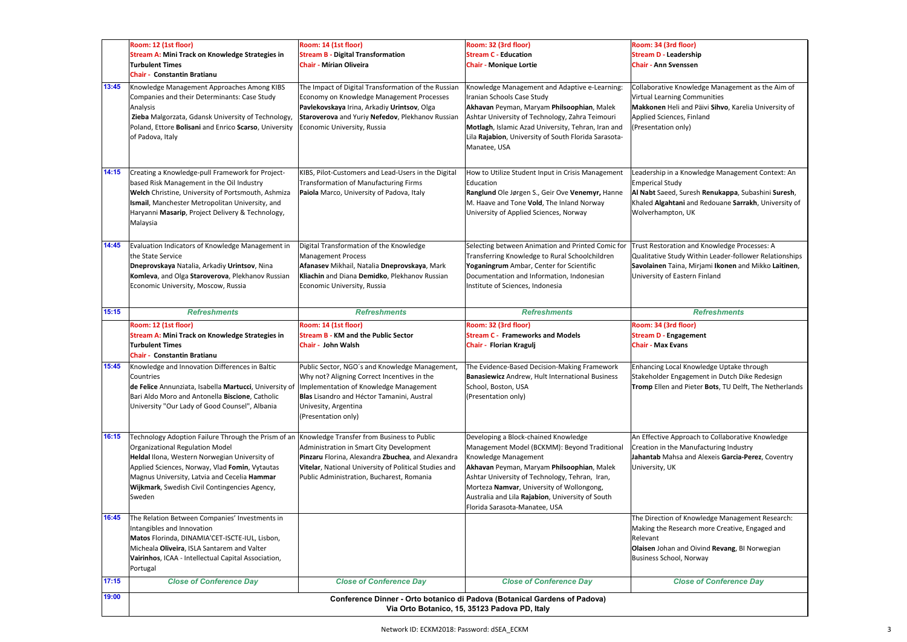| | Room: 12 (1st floor)<br>Stream A: Mini Track on Knowledge Strategies in Turbulent Times<br>Chair - Constantin Bratianu | Room: 14 (1st floor)<br>Stream B - Digital Transformation<br>Chair - Mírian Oliveira | Room: 32 (3rd floor)<br>Stream C - Education<br>Chair - Monique Lortie | Room: 34 (3rd floor)<br>Stream D - Leadership<br>Chair - Ann Svenssen |
|---|---|---|---|---|
| 13:45 | Knowledge Management Approaches Among KIBS Companies and their Determinants: Case Study Analysis<br>**Zieba** Malgorzata, Gdansk University of Technology, Poland, Ettore **Bolisani** and Enrico **Scarso**, University of Padova, Italy | The Impact of Digital Transformation of the Russian Economy on Knowledge Management Processes<br>**Pavlekovskaya** Irina, Arkadiy **Urintsov**, Olga **Staroverova** and Yuriy **Nefedov**, Plekhanov Russian Economic University, Russia | Knowledge Management and Adaptive e-Learning: Iranian Schools Case Study<br>**Akhavan** Peyman, Maryam **Philsoophian**, Malek Ashtar University of Technology, Zahra Teimouri **Motlagh**, Islamic Azad University, Tehran, Iran and Lila **Rajabion**, University of South Florida Sarasota-Manatee, USA | Collaborative Knowledge Management as the Aim of Virtual Learning Communities<br>**Makkonen** Heli and Päivi **Sihvo**, Karelia University of Applied Sciences, Finland<br>(Presentation only) |
| 14:15 | Creating a Knowledge-pull Framework for Project-based Risk Management in the Oil Industry<br>**Welch** Christine, University of Portsmouth, Ashmiza **Ismail**, Manchester Metropolitan University, and Haryanni **Masarip**, Project Delivery & Technology, Malaysia | KIBS, Pilot-Customers and Lead-Users in the Digital Transformation of Manufacturing Firms<br>**Paiola** Marco, University of Padova, Italy | How to Utilize Student Input in Crisis Management Education<br>**Ranglund** Ole Jørgen S., Geir Ove **Venemyr,** Hanne M. Haave and Tone **Vold**, The Inland Norway University of Applied Sciences, Norway | Leadership in a Knowledge Management Context: An Emperical Study<br>**Al Nabt** Saeed, Suresh **Renukappa**, Subashini **Suresh**, Khaled **Algahtani** and Redouane **Sarrakh**, University of Wolverhampton, UK |
| 14:45 | Evaluation Indicators of Knowledge Management in the State Service<br>**Dneprovskaya** Natalia, Arkadiy **Urintsov**, Nina **Komleva**, and Olga **Staroverova**, Plekhanov Russian Economic University, Moscow, Russia | Digital Transformation of the Knowledge Management Process<br>**Afanasev** Mikhail, Natalia **Dneprovskaya**, Mark **Kliachin** and Diana **Demidko**, Plekhanov Russian Economic University, Russia | Selecting between Animation and Printed Comic for Transferring Knowledge to Rural Schoolchildren<br>**Yoganingrum** Ambar, Center for Scientific Documentation and Information, Indonesian Institute of Sciences, Indonesia | Trust Restoration and Knowledge Processes: A Qualitative Study Within Leader-follower Relationships<br>**Savolainen** Taina, Mirjami **Ikonen** and Mikko **Laitinen**, University of Eastern Finland |
| 15:15 | *Refreshments* | *Refreshments* | *Refreshments* | *Refreshments* |
| | Room: 12 (1st floor)<br>Stream A: Mini Track on Knowledge Strategies in Turbulent Times<br>Chair - Constantin Bratianu | Room: 14 (1st floor)<br>Stream B - KM and the Public Sector<br>Chair - John Walsh | Room: 32 (3rd floor)<br>Stream C - Frameworks and Models<br>Chair - Florian Kragulj | Room: 34 (3rd floor)<br>Stream D - Engagement<br>Chair - Max Evans |
| 15:45 | Knowledge and Innovation Differences in Baltic Countries<br>**de Felice** Annunziata, Isabella **Martucci**, University of Bari Aldo Moro and Antonella **Biscione**, Catholic University "Our Lady of Good Counsel", Albania | Public Sector, NGO´s and Knowledge Management, Why not? Aligning Correct Incentives in the Implementation of Knowledge Management<br>**Blas** Lisandro and Héctor Tamanini, Austral Univesity, Argentina<br>(Presentation only) | The Evidence-Based Decision-Making Framework<br>**Banasiewicz** Andrew, Hult International Business School, Boston, USA<br>(Presentation only) | Enhancing Local Knowledge Uptake through Stakeholder Engagement in Dutch Dike Redesign<br>**Tromp** Ellen and Pieter **Bots**, TU Delft, The Netherlands |
| 16:15 | Technology Adoption Failure Through the Prism of an Organizational Regulation Model<br>**Heldal** Ilona, Western Norwegian University of Applied Sciences, Norway, Vlad **Fomin**, Vytautas Magnus University, Latvia and Cecelia **Hammar Wijkmark**, Swedish Civil Contingencies Agency, Sweden | Knowledge Transfer from Business to Public Administration in Smart City Development<br>**Pinzaru** Florina, Alexandra **Zbuchea**, and Alexandra **Vitelar**, National University of Political Studies and Public Administration, Bucharest, Romania | Developing a Block-chained Knowledge Management Model (BCKMM): Beyond Traditional Knowledge Management<br>**Akhavan** Peyman, Maryam **Philsoophian**, Malek Ashtar University of Technology, Tehran, Iran, Morteza **Namvar**, University of Wollongong, Australia and Lila **Rajabion**, University of South Florida Sarasota-Manatee, USA | An Effective Approach to Collaborative Knowledge Creation in the Manufacturing Industry<br>**Jahantab** Mahsa and Alexeis **Garcia-Perez**, Coventry University, UK |
| 16:45 | The Relation Between Companies' Investments in Intangibles and Innovation<br>**Matos** Florinda, DINAMIA'CET-ISCTE-IUL, Lisbon, Micheala **Oliveira**, ISLA Santarem and Valter **Vairinhos**, ICAA - Intellectual Capital Association, Portugal | | | The Direction of Knowledge Management Research: Making the Research more Creative, Engaged and Relevant<br>**Olaisen** Johan and Oivind **Revang**, BI Norwegian Business School, Norway |
| 17:15 | *Close of Conference Day* | *Close of Conference Day* | *Close of Conference Day* | *Close of Conference Day* |
| 19:00 | **Conference Dinner - Orto botanico di Padova (Botanical Gardens of Padova)**<br>**Via Orto Botanico, 15, 35123 Padova PD, Italy** | | | |

Network ID: ECKM2018: Password: dSEA_ECKM